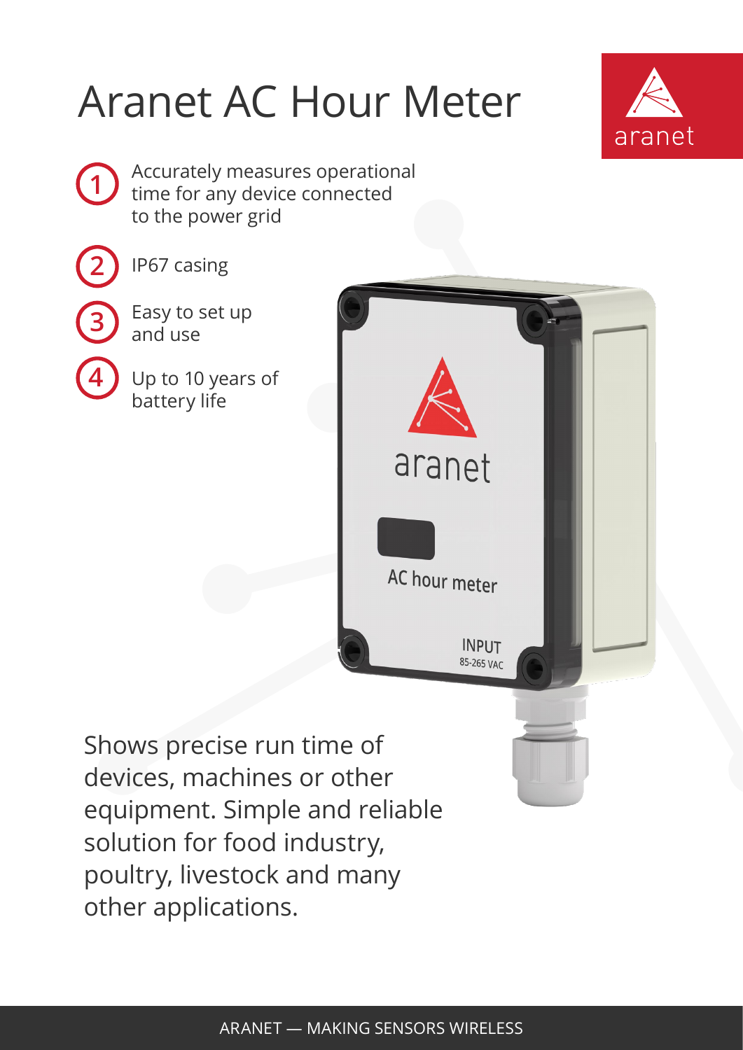# Aranet AC Hour Meter

1. Accurately measures operational time for any device connected to the power grid
2. IP67 casing
3. Easy to set up and use
4. Up to 10 years of battery life

Shows precise run time of devices, machines or other equipment. Simple and reliable solution for food industry, poultry, livestock and many other applications.

ARANET — MAKING SENSORS WIRELESS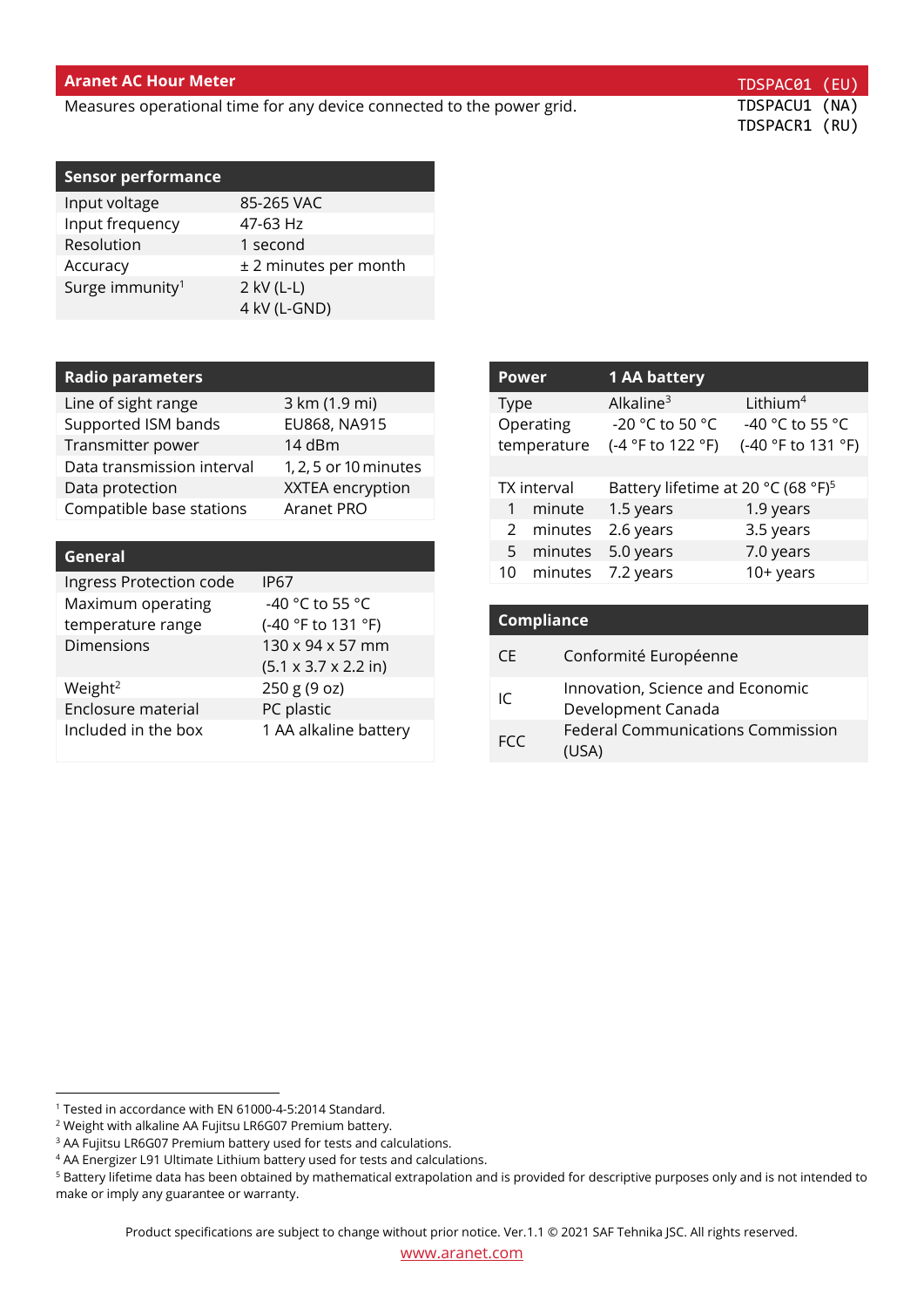## Aranet AC Hour Meter

TDSPAC01 (EU)
TDSPACU1 (NA)
TDSPACR1 (RU)

Measures operational time for any device connected to the power grid.

| Sensor performance | |
|---|---|
| Input voltage | 85-265 VAC |
| Input frequency | 47-63 Hz |
| Resolution | 1 second |
| Accuracy | ± 2 minutes per month |
| Surge immunity[1] | 2 kV (L-L)<br>4 kV (L-GND) |

| Radio parameters | |
|---|---|
| Line of sight range | 3 km (1.9 mi) |
| Supported ISM bands | EU868, NA915 |
| Transmitter power | 14 dBm |
| Data transmission interval | 1, 2, 5 or 10 minutes |
| Data protection | XXTEA encryption |
| Compatible base stations | Aranet PRO |

| General | |
|---|---|
| Ingress Protection code | IP67 |
| Maximum operating temperature range | -40 °C to 55 °C<br>(-40 °F to 131 °F) |
| Dimensions | 130 x 94 x 57 mm<br>(5.1 x 3.7 x 2.2 in) |
| Weight[2] | 250 g (9 oz) |
| Enclosure material | PC plastic |
| Included in the box | 1 AA alkaline battery |

| Power | 1 AA battery | |
|---|---|---|
| Type | Alkaline[3] | Lithium[4] |
| Operating temperature | -20 °C to 50 °C<br>(-4 °F to 122 °F) | -40 °C to 55 °C<br>(-40 °F to 131 °F) |
| TX interval | Battery lifetime at 20 °C (68 °F)[5] | |
| 1 minute | 1.5 years | 1.9 years |
| 2 minutes | 2.6 years | 3.5 years |
| 5 minutes | 5.0 years | 7.0 years |
| 10 minutes | 7.2 years | 10+ years |

| Compliance | |
|---|---|
| CE | Conformité Européenne |
| IC | Innovation, Science and Economic Development Canada |
| FCC | Federal Communications Commission (USA) |

[1] Tested in accordance with EN 61000-4-5:2014 Standard.
[2] Weight with alkaline AA Fujitsu LR6G07 Premium battery.
[3] AA Fujitsu LR6G07 Premium battery used for tests and calculations.
[4] AA Energizer L91 Ultimate Lithium battery used for tests and calculations.
[5] Battery lifetime data has been obtained by mathematical extrapolation and is provided for descriptive purposes only and is not intended to make or imply any guarantee or warranty.

Product specifications are subject to change without prior notice. Ver.1.1 © 2021 SAF Tehnika JSC. All rights reserved.

www.aranet.com